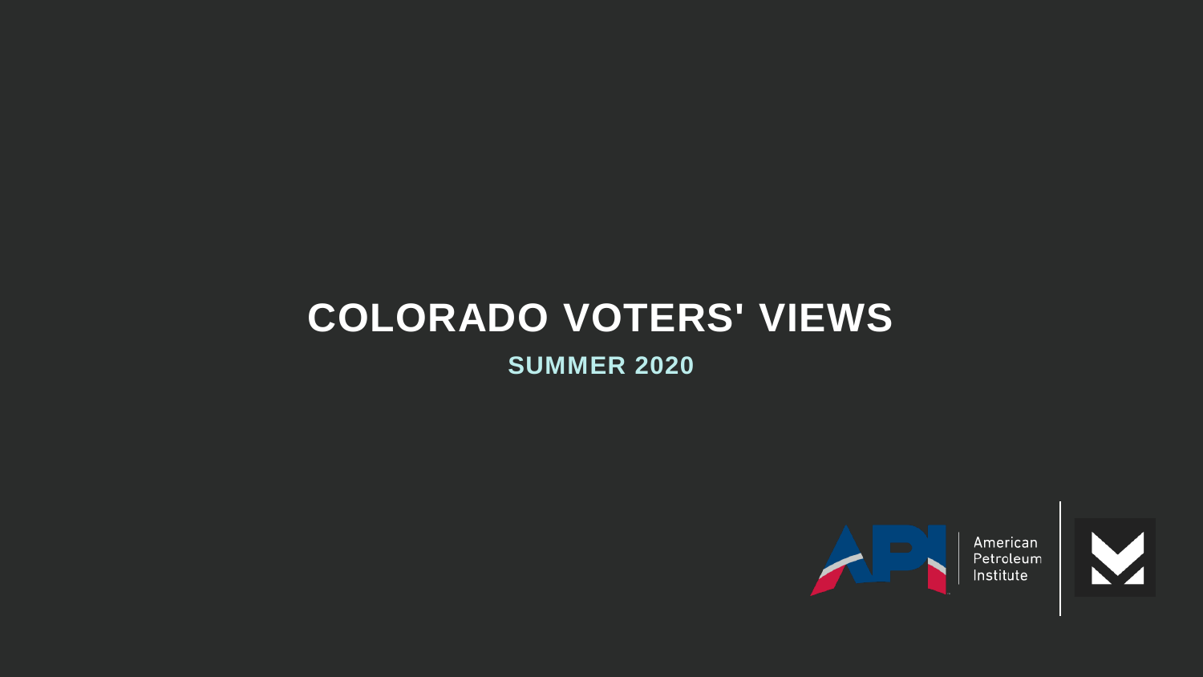# COLORADO VOTERS' VIEWS

## SUMMER 2020

American Petroleum Institute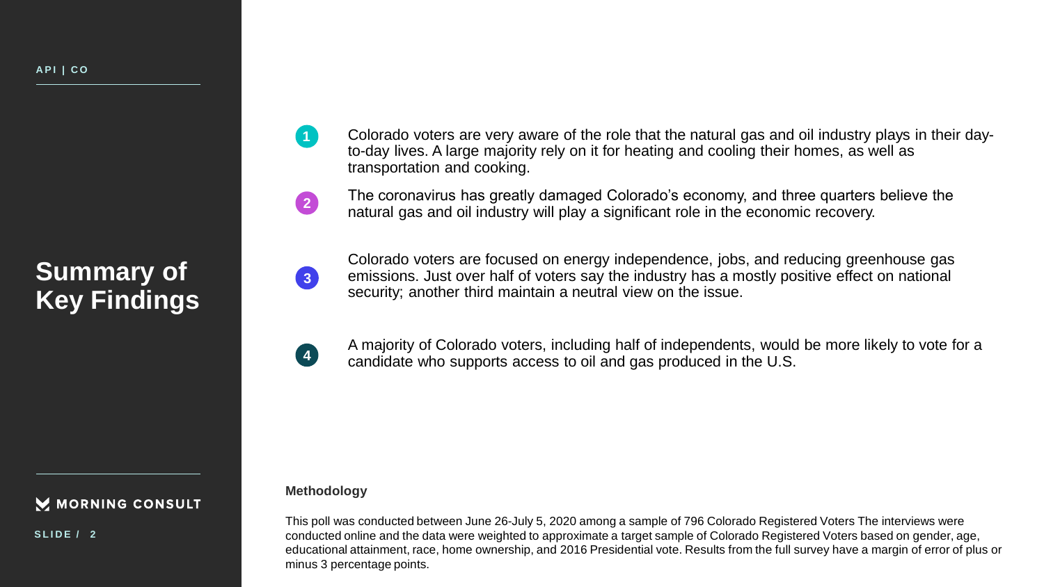# Summary of Key Findings

1. Colorado voters are very aware of the role that the natural gas and oil industry plays in their day-to-day lives. A large majority rely on it for heating and cooling their homes, as well as transportation and cooking.

2. The coronavirus has greatly damaged Colorado's economy, and three quarters believe the natural gas and oil industry will play a significant role in the economic recovery.

3. Colorado voters are focused on energy independence, jobs, and reducing greenhouse gas emissions. Just over half of voters say the industry has a mostly positive effect on national security; another third maintain a neutral view on the issue.

4. A majority of Colorado voters, including half of independents, would be more likely to vote for a candidate who supports access to oil and gas produced in the U.S.

**Methodology**

This poll was conducted between June 26-July 5, 2020 among a sample of 796 Colorado Registered Voters The interviews were conducted online and the data were weighted to approximate a target sample of Colorado Registered Voters based on gender, age, educational attainment, race, home ownership, and 2016 Presidential vote. Results from the full survey have a margin of error of plus or minus 3 percentage points.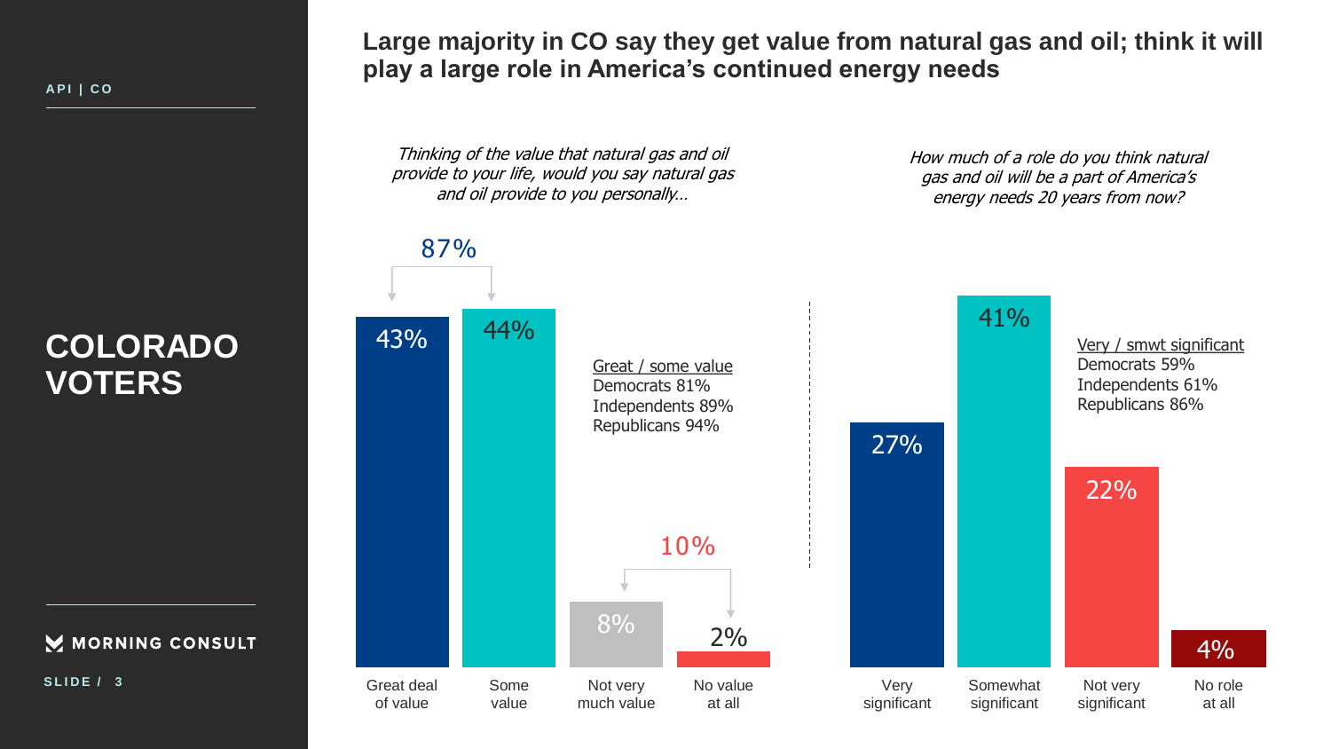API | CO

# COLORADO VOTERS

## Large majority in CO say they get value from natural gas and oil; think it will play a large role in America's continued energy needs

*Thinking of the value that natural gas and oil provide to your life, would you say natural gas and oil provide to you personally…*

| Response | % |
| --- | --- |
| Great deal of value | 43% |
| Some value | 44% |
| Not very much value | 8% |
| No value at all | 2% |

Great / some value: 87%
Not very much / no value: 10%

Great / some value
Democrats 81%
Independents 89%
Republicans 94%

*How much of a role do you think natural gas and oil will be a part of America's energy needs 20 years from now?*

| Response | % |
| --- | --- |
| Very significant | 27% |
| Somewhat significant | 41% |
| Not very significant | 22% |
| No role at all | 4% |

Very / smwt significant
Democrats 59%
Independents 61%
Republicans 86%

MORNING CONSULT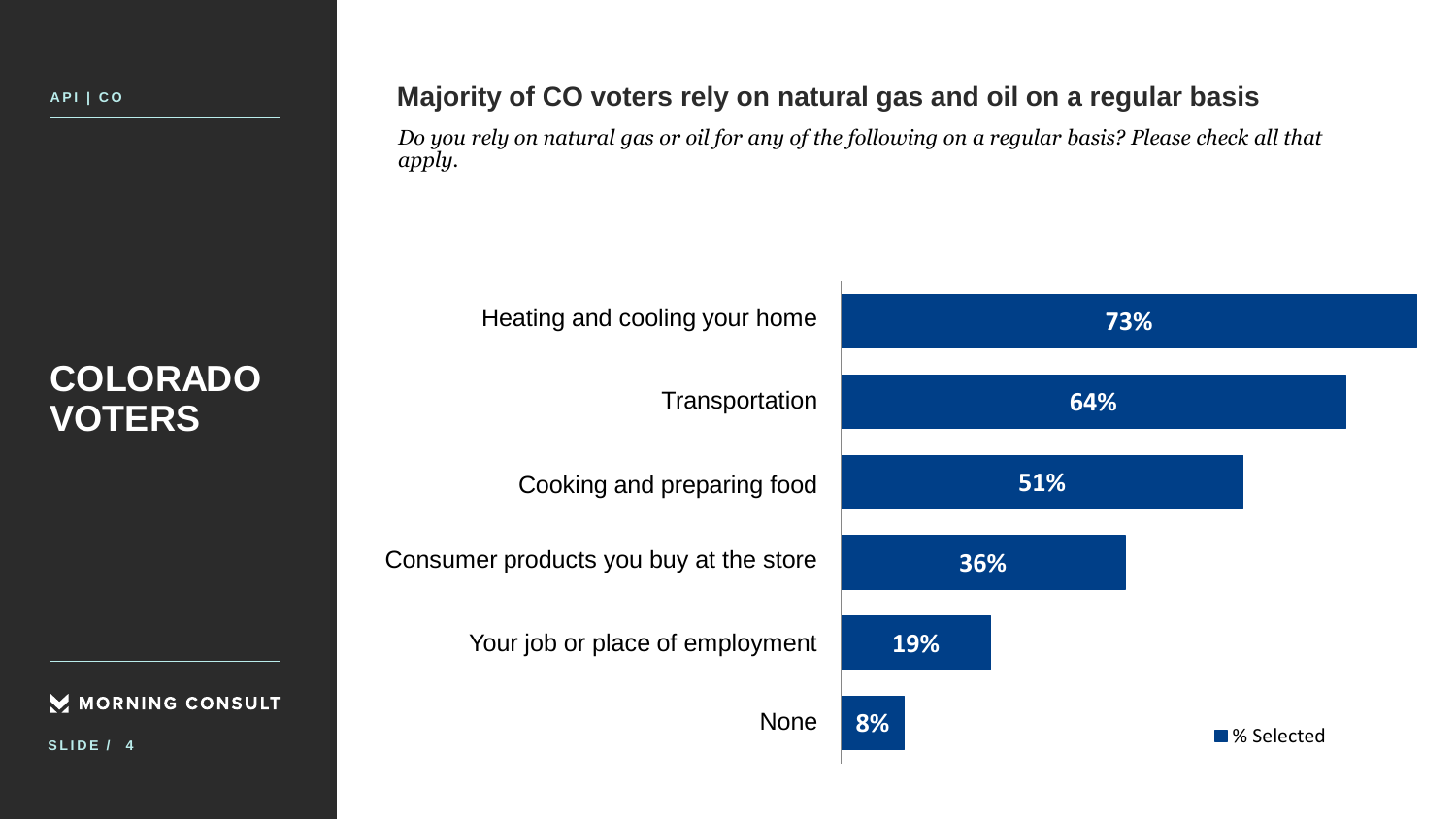API | CO

# COLORADO VOTERS

## Majority of CO voters rely on natural gas and oil on a regular basis

*Do you rely on natural gas or oil for any of the following on a regular basis? Please check all that apply.*

| | % Selected |
|---|---|
| Heating and cooling your home | 73% |
| Transportation | 64% |
| Cooking and preparing food | 51% |
| Consumer products you buy at the store | 36% |
| Your job or place of employment | 19% |
| None | 8% |

MORNING CONSULT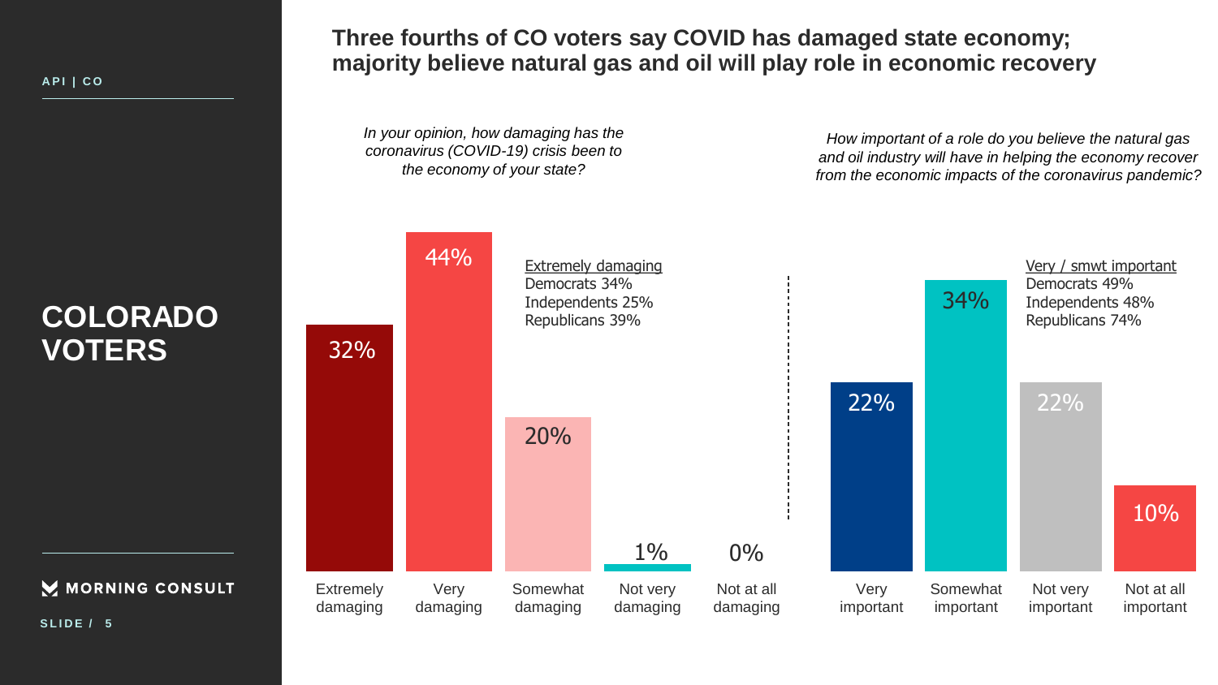API | CO

# COLORADO VOTERS

## Three fourths of CO voters say COVID has damaged state economy; majority believe natural gas and oil will play role in economic recovery

*In your opinion, how damaging has the coronavirus (COVID-19) crisis been to the economy of your state?*

| Extremely damaging | Very damaging | Somewhat damaging | Not very damaging | Not at all damaging |
|---|---|---|---|---|
| 32% | 44% | 20% | 1% | 0% |

Extremely damaging
Democrats 34%
Independents 25%
Republicans 39%

*How important of a role do you believe the natural gas and oil industry will have in helping the economy recover from the economic impacts of the coronavirus pandemic?*

| Very important | Somewhat important | Not very important | Not at all important |
|---|---|---|---|
| 22% | 34% | 22% | 10% |

Very / smwt important
Democrats 49%
Independents 48%
Republicans 74%

MORNING CONSULT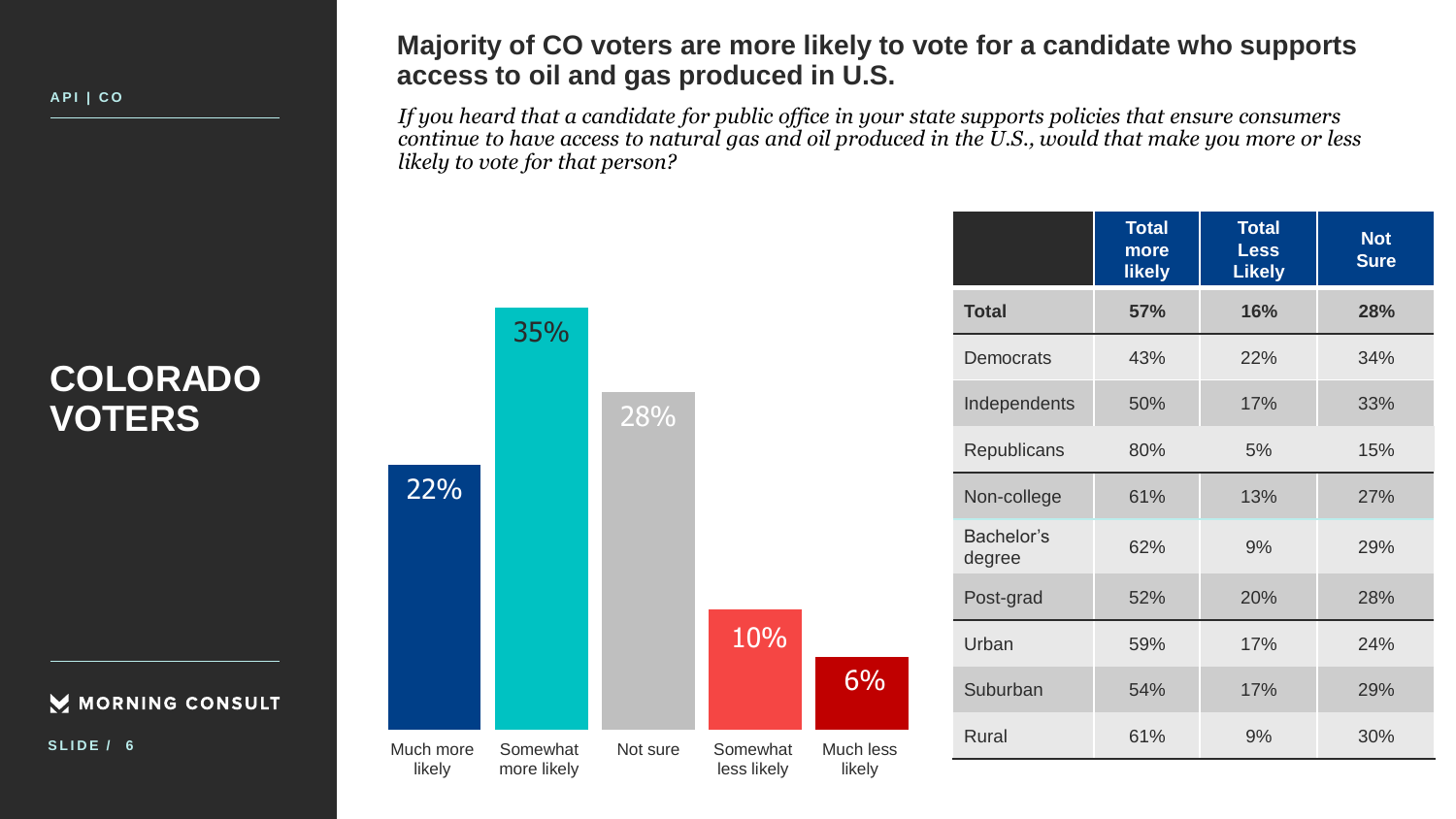API | CO

# COLORADO VOTERS

## Majority of CO voters are more likely to vote for a candidate who supports access to oil and gas produced in U.S.

*If you heard that a candidate for public office in your state supports policies that ensure consumers continue to have access to natural gas and oil produced in the U.S., would that make you more or less likely to vote for that person?*

| Much more likely | Somewhat more likely | Not sure | Somewhat less likely | Much less likely |
|---|---|---|---|---|
| 22% | 35% | 28% | 10% | 6% |

| | Total more likely | Total Less Likely | Not Sure |
|---|---|---|---|
| **Total** | **57%** | **16%** | **28%** |
| Democrats | 43% | 22% | 34% |
| Independents | 50% | 17% | 33% |
| Republicans | 80% | 5% | 15% |
| Non-college | 61% | 13% | 27% |
| Bachelor's degree | 62% | 9% | 29% |
| Post-grad | 52% | 20% | 28% |
| Urban | 59% | 17% | 24% |
| Suburban | 54% | 17% | 29% |
| Rural | 61% | 9% | 30% |

MORNING CONSULT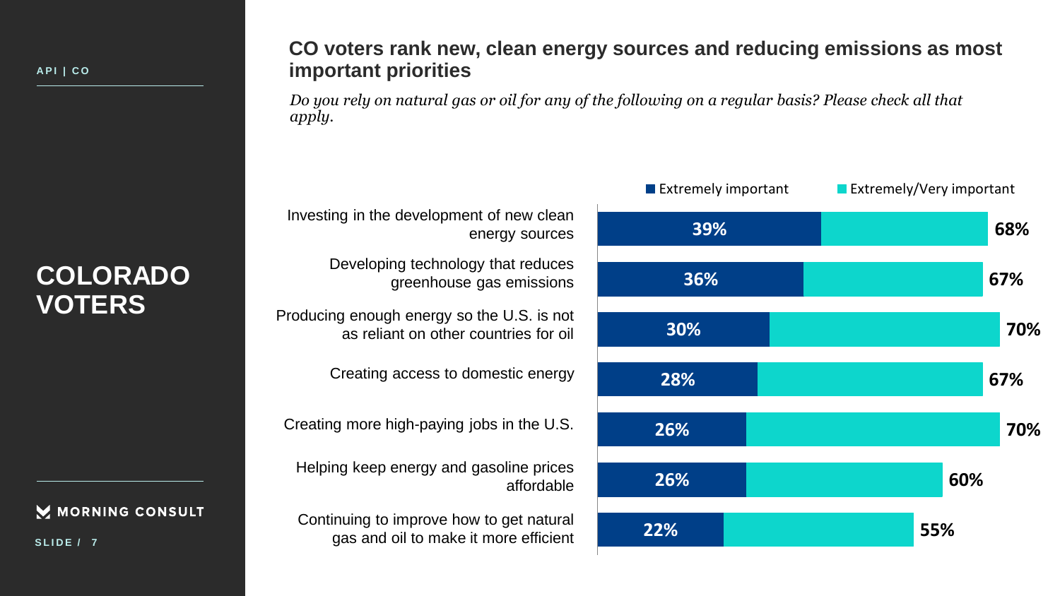API | CO

# COLORADO VOTERS

## CO voters rank new, clean energy sources and reducing emissions as most important priorities

*Do you rely on natural gas or oil for any of the following on a regular basis? Please check all that apply.*

| | Extremely important | Extremely/Very important |
|---|---|---|
| Investing in the development of new clean energy sources | 39% | 68% |
| Developing technology that reduces greenhouse gas emissions | 36% | 67% |
| Producing enough energy so the U.S. is not as reliant on other countries for oil | 30% | 70% |
| Creating access to domestic energy | 28% | 67% |
| Creating more high-paying jobs in the U.S. | 26% | 70% |
| Helping keep energy and gasoline prices affordable | 26% | 60% |
| Continuing to improve how to get natural gas and oil to make it more efficient | 22% | 55% |

MORNING CONSULT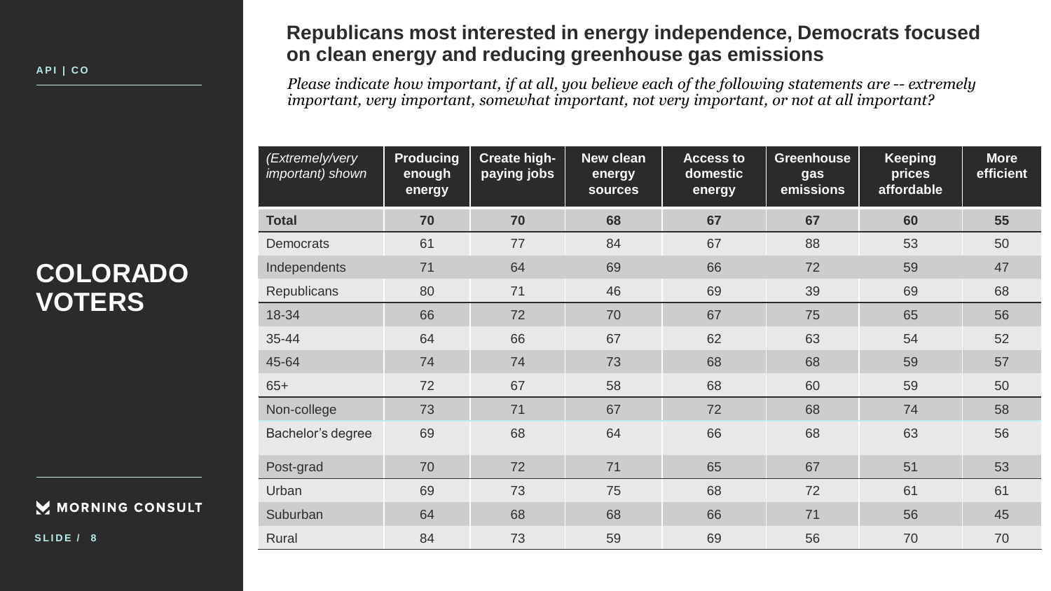API | CO

# COLORADO VOTERS

## Republicans most interested in energy independence, Democrats focused on clean energy and reducing greenhouse gas emissions

*Please indicate how important, if at all, you believe each of the following statements are -- extremely important, very important, somewhat important, not very important, or not at all important?*

| *(Extremely/very important) shown* | Producing enough energy | Create high-paying jobs | New clean energy sources | Access to domestic energy | Greenhouse gas emissions | Keeping prices affordable | More efficient |
|---|---|---|---|---|---|---|---|
| **Total** | **70** | **70** | **68** | **67** | **67** | **60** | **55** |
| Democrats | 61 | 77 | 84 | 67 | 88 | 53 | 50 |
| Independents | 71 | 64 | 69 | 66 | 72 | 59 | 47 |
| Republicans | 80 | 71 | 46 | 69 | 39 | 69 | 68 |
| 18-34 | 66 | 72 | 70 | 67 | 75 | 65 | 56 |
| 35-44 | 64 | 66 | 67 | 62 | 63 | 54 | 52 |
| 45-64 | 74 | 74 | 73 | 68 | 68 | 59 | 57 |
| 65+ | 72 | 67 | 58 | 68 | 60 | 59 | 50 |
| Non-college | 73 | 71 | 67 | 72 | 68 | 74 | 58 |
| Bachelor's degree | 69 | 68 | 64 | 66 | 68 | 63 | 56 |
| Post-grad | 70 | 72 | 71 | 65 | 67 | 51 | 53 |
| Urban | 69 | 73 | 75 | 68 | 72 | 61 | 61 |
| Suburban | 64 | 68 | 68 | 66 | 71 | 56 | 45 |
| Rural | 84 | 73 | 59 | 69 | 56 | 70 | 70 |

MORNING CONSULT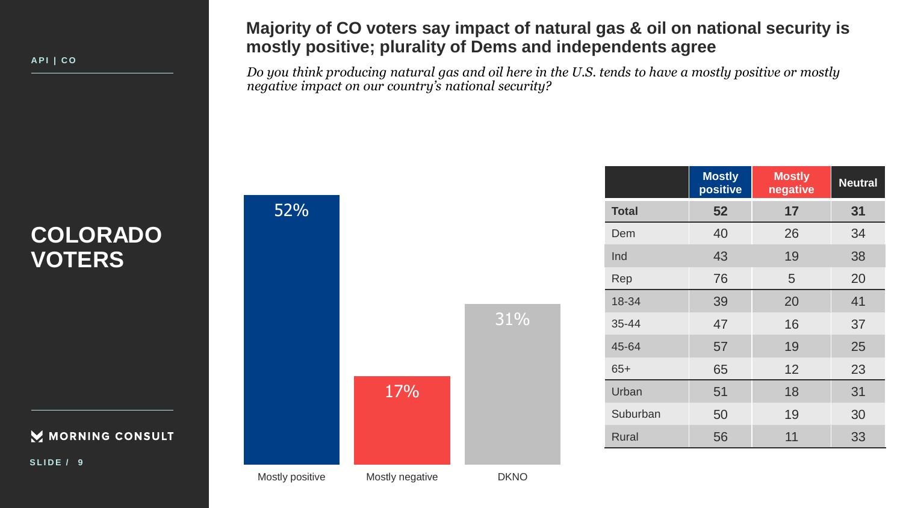API | CO

# COLORADO VOTERS

## Majority of CO voters say impact of natural gas & oil on national security is mostly positive; plurality of Dems and independents agree

*Do you think producing natural gas and oil here in the U.S. tends to have a mostly positive or mostly negative impact on our country's national security?*

| Response | % |
|---|---|
| Mostly positive | 52% |
| Mostly negative | 17% |
| DKNO | 31% |

| | Mostly positive | Mostly negative | Neutral |
|---|---|---|---|
| **Total** | **52** | **17** | **31** |
| Dem | 40 | 26 | 34 |
| Ind | 43 | 19 | 38 |
| Rep | 76 | 5 | 20 |
| 18-34 | 39 | 20 | 41 |
| 35-44 | 47 | 16 | 37 |
| 45-64 | 57 | 19 | 25 |
| 65+ | 65 | 12 | 23 |
| Urban | 51 | 18 | 31 |
| Suburban | 50 | 19 | 30 |
| Rural | 56 | 11 | 33 |

MORNING CONSULT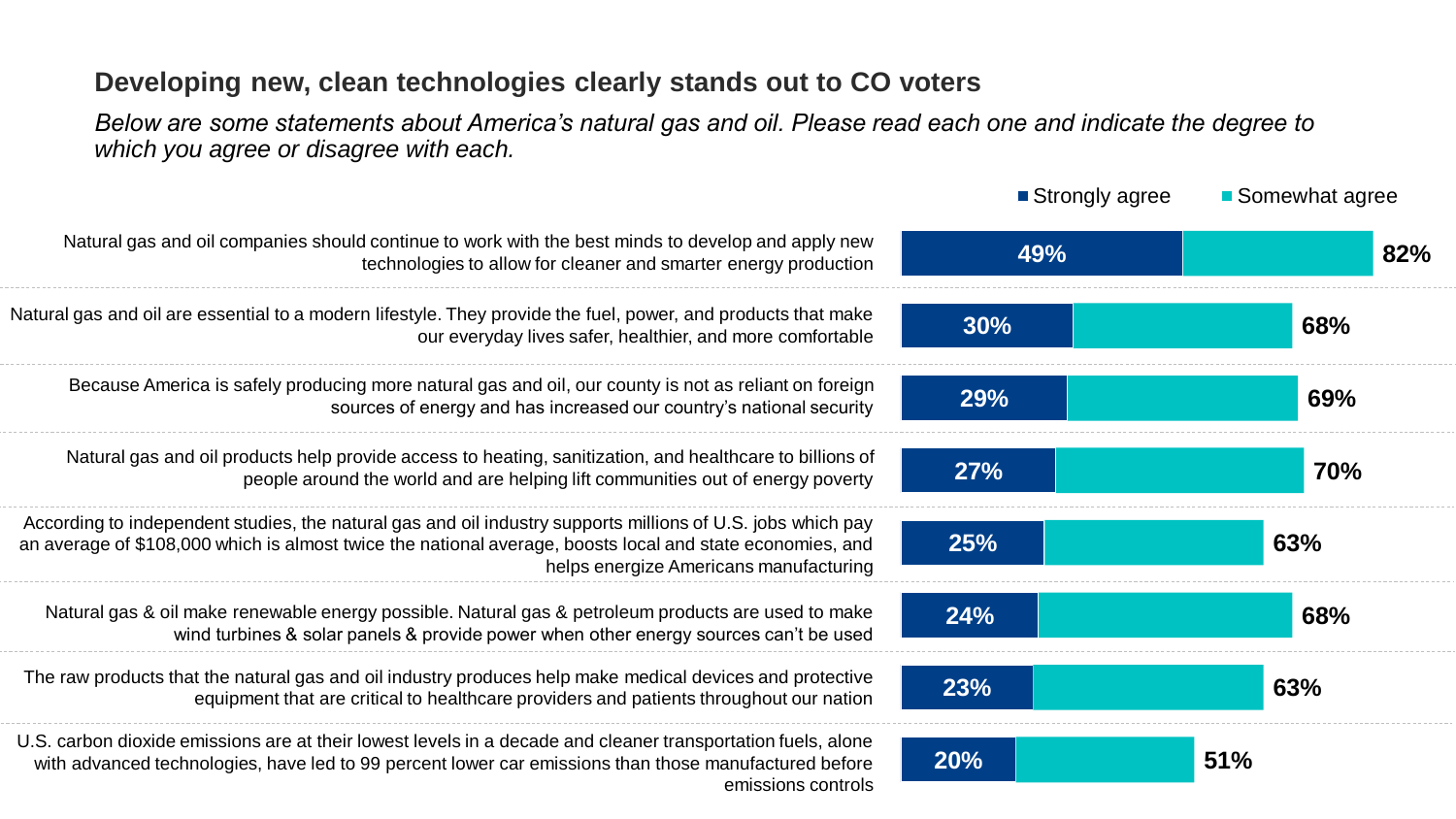## Developing new, clean technologies clearly stands out to CO voters

*Below are some statements about America's natural gas and oil. Please read each one and indicate the degree to which you agree or disagree with each.*

| Statement | Strongly agree | Total agree (Strongly + Somewhat) |
|---|---|---|
| Natural gas and oil companies should continue to work with the best minds to develop and apply new technologies to allow for cleaner and smarter energy production | 49% | 82% |
| Natural gas and oil are essential to a modern lifestyle. They provide the fuel, power, and products that make our everyday lives safer, healthier, and more comfortable | 30% | 68% |
| Because America is safely producing more natural gas and oil, our county is not as reliant on foreign sources of energy and has increased our country's national security | 29% | 69% |
| Natural gas and oil products help provide access to heating, sanitization, and healthcare to billions of people around the world and are helping lift communities out of energy poverty | 27% | 70% |
| According to independent studies, the natural gas and oil industry supports millions of U.S. jobs which pay an average of $108,000 which is almost twice the national average, boosts local and state economies, and helps energize Americans manufacturing | 25% | 63% |
| Natural gas & oil make renewable energy possible. Natural gas & petroleum products are used to make wind turbines & solar panels & provide power when other energy sources can't be used | 24% | 68% |
| The raw products that the natural gas and oil industry produces help make medical devices and protective equipment that are critical to healthcare providers and patients throughout our nation | 23% | 63% |
| U.S. carbon dioxide emissions are at their lowest levels in a decade and cleaner transportation fuels, alone with advanced technologies, have led to 99 percent lower car emissions than those manufactured before emissions controls | 20% | 51% |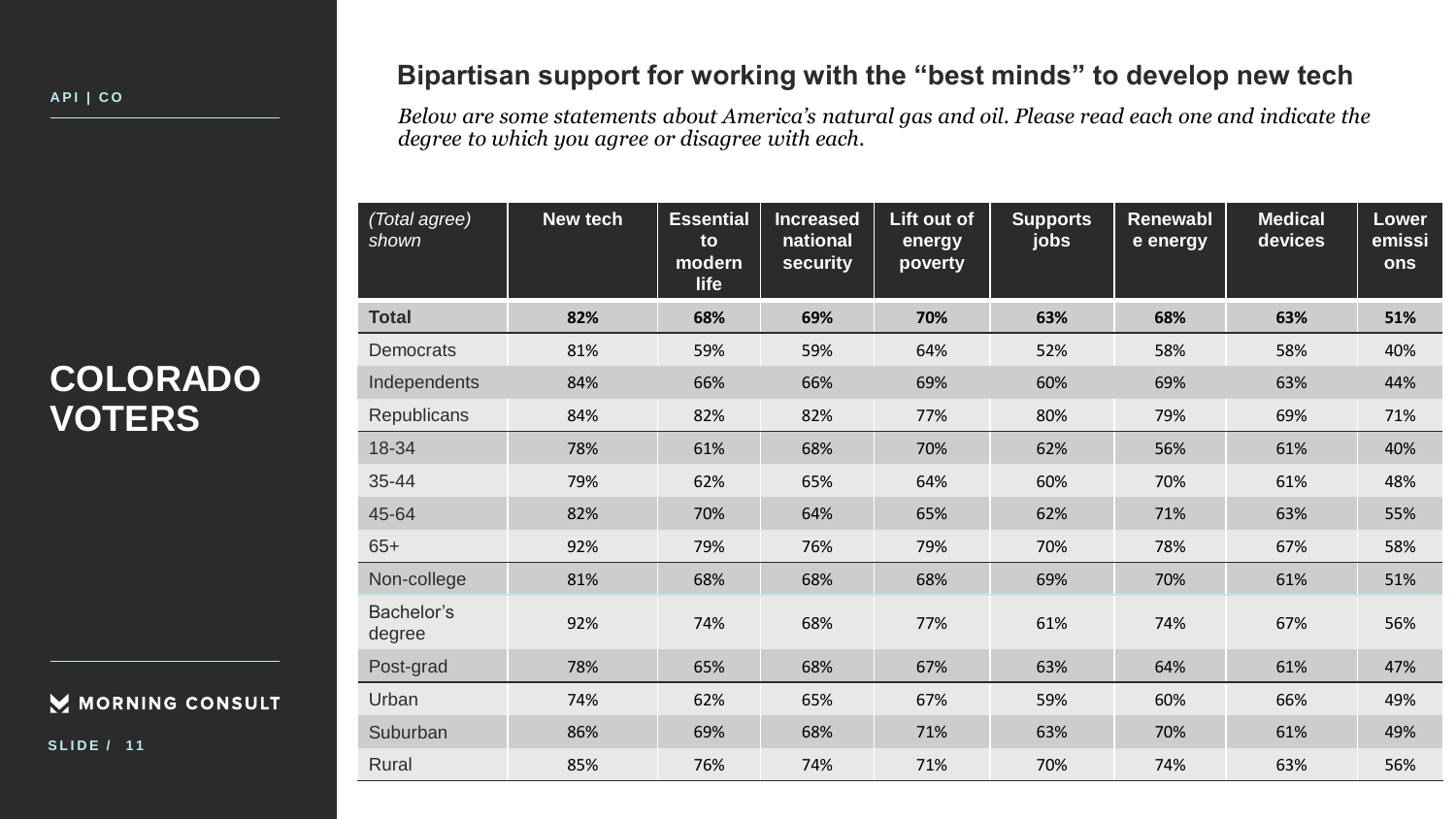API | CO

# COLORADO VOTERS

## Bipartisan support for working with the "best minds" to develop new tech

*Below are some statements about America's natural gas and oil. Please read each one and indicate the degree to which you agree or disagree with each.*

| *(Total agree) shown* | New tech | Essential to modern life | Increased national security | Lift out of energy poverty | Supports jobs | Renewable energy | Medical devices | Lower emissions |
|---|---|---|---|---|---|---|---|---|
| **Total** | **82%** | **68%** | **69%** | **70%** | **63%** | **68%** | **63%** | **51%** |
| Democrats | 81% | 59% | 59% | 64% | 52% | 58% | 58% | 40% |
| Independents | 84% | 66% | 66% | 69% | 60% | 69% | 63% | 44% |
| Republicans | 84% | 82% | 82% | 77% | 80% | 79% | 69% | 71% |
| 18-34 | 78% | 61% | 68% | 70% | 62% | 56% | 61% | 40% |
| 35-44 | 79% | 62% | 65% | 64% | 60% | 70% | 61% | 48% |
| 45-64 | 82% | 70% | 64% | 65% | 62% | 71% | 63% | 55% |
| 65+ | 92% | 79% | 76% | 79% | 70% | 78% | 67% | 58% |
| Non-college | 81% | 68% | 68% | 68% | 69% | 70% | 61% | 51% |
| Bachelor's degree | 92% | 74% | 68% | 77% | 61% | 74% | 67% | 56% |
| Post-grad | 78% | 65% | 68% | 67% | 63% | 64% | 61% | 47% |
| Urban | 74% | 62% | 65% | 67% | 59% | 60% | 66% | 49% |
| Suburban | 86% | 69% | 68% | 71% | 63% | 70% | 61% | 49% |
| Rural | 85% | 76% | 74% | 71% | 70% | 74% | 63% | 56% |

MORNING CONSULT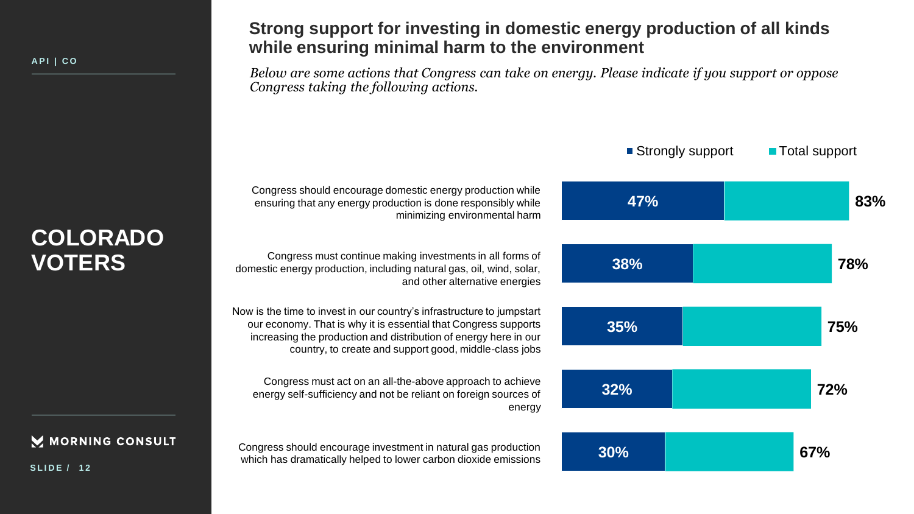API | CO

# COLORADO VOTERS

## Strong support for investing in domestic energy production of all kinds while ensuring minimal harm to the environment

*Below are some actions that Congress can take on energy. Please indicate if you support or oppose Congress taking the following actions.*

| Action | Strongly support | Total support |
| --- | --- | --- |
| Congress should encourage domestic energy production while ensuring that any energy production is done responsibly while minimizing environmental harm | 47% | 83% |
| Congress must continue making investments in all forms of domestic energy production, including natural gas, oil, wind, solar, and other alternative energies | 38% | 78% |
| Now is the time to invest in our country's infrastructure to jumpstart our economy. That is why it is essential that Congress supports increasing the production and distribution of energy here in our country, to create and support good, middle-class jobs | 35% | 75% |
| Congress must act on an all-the-above approach to achieve energy self-sufficiency and not be reliant on foreign sources of energy | 32% | 72% |
| Congress should encourage investment in natural gas production which has dramatically helped to lower carbon dioxide emissions | 30% | 67% |

MORNING CONSULT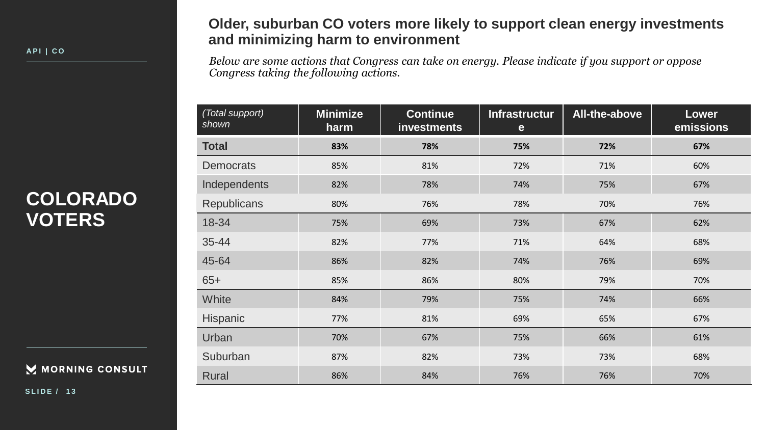API | CO

# COLORADO VOTERS

## Older, suburban CO voters more likely to support clean energy investments and minimizing harm to environment

*Below are some actions that Congress can take on energy. Please indicate if you support or oppose Congress taking the following actions.*

| *(Total support) shown* | Minimize harm | Continue investments | Infrastructure | All-the-above | Lower emissions |
|---|---|---|---|---|---|
| **Total** | **83%** | **78%** | **75%** | **72%** | **67%** |
| Democrats | 85% | 81% | 72% | 71% | 60% |
| Independents | 82% | 78% | 74% | 75% | 67% |
| Republicans | 80% | 76% | 78% | 70% | 76% |
| 18-34 | 75% | 69% | 73% | 67% | 62% |
| 35-44 | 82% | 77% | 71% | 64% | 68% |
| 45-64 | 86% | 82% | 74% | 76% | 69% |
| 65+ | 85% | 86% | 80% | 79% | 70% |
| White | 84% | 79% | 75% | 74% | 66% |
| Hispanic | 77% | 81% | 69% | 65% | 67% |
| Urban | 70% | 67% | 75% | 66% | 61% |
| Suburban | 87% | 82% | 73% | 73% | 68% |
| Rural | 86% | 84% | 76% | 76% | 70% |

MORNING CONSULT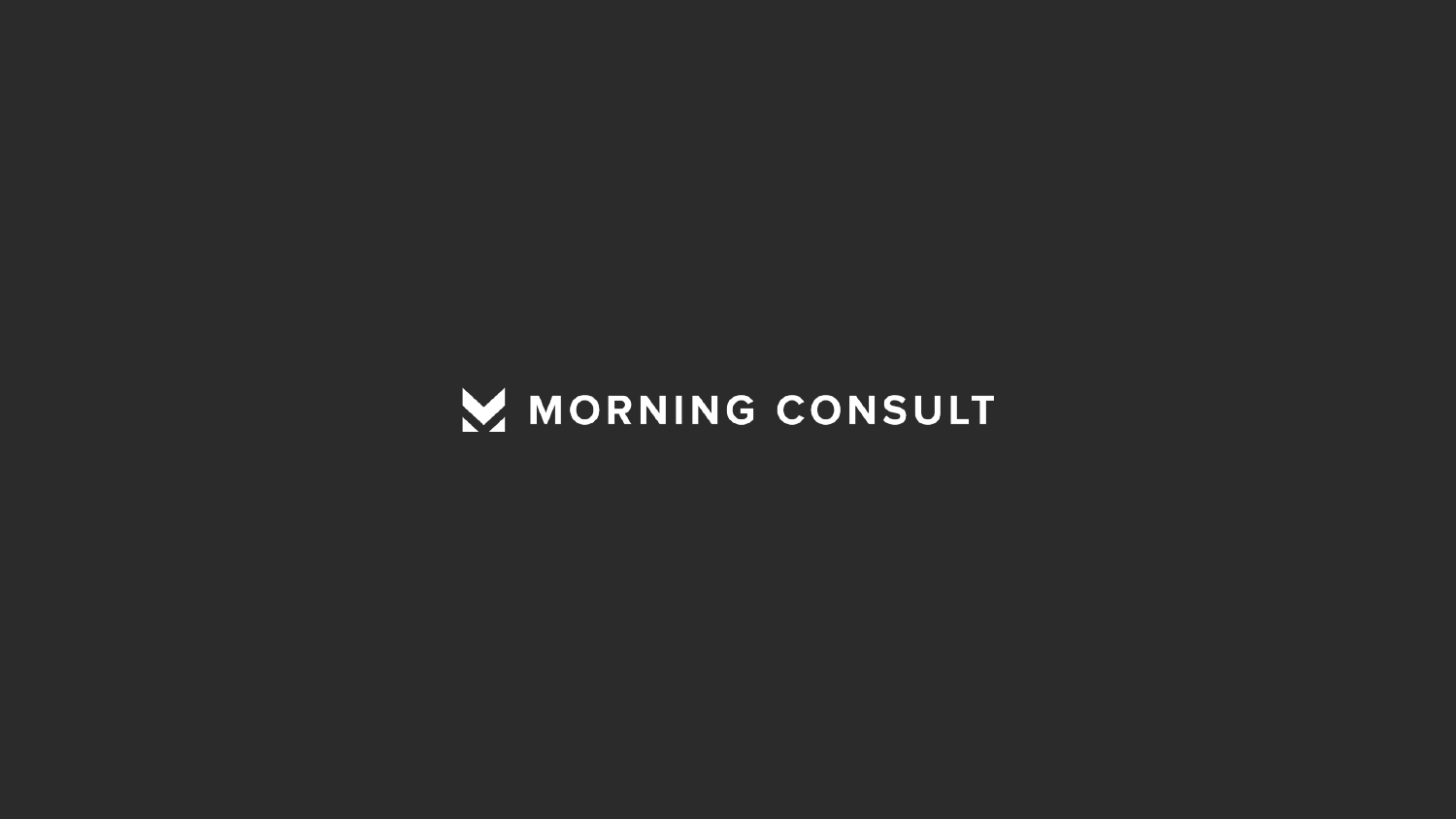MORNING CONSULT